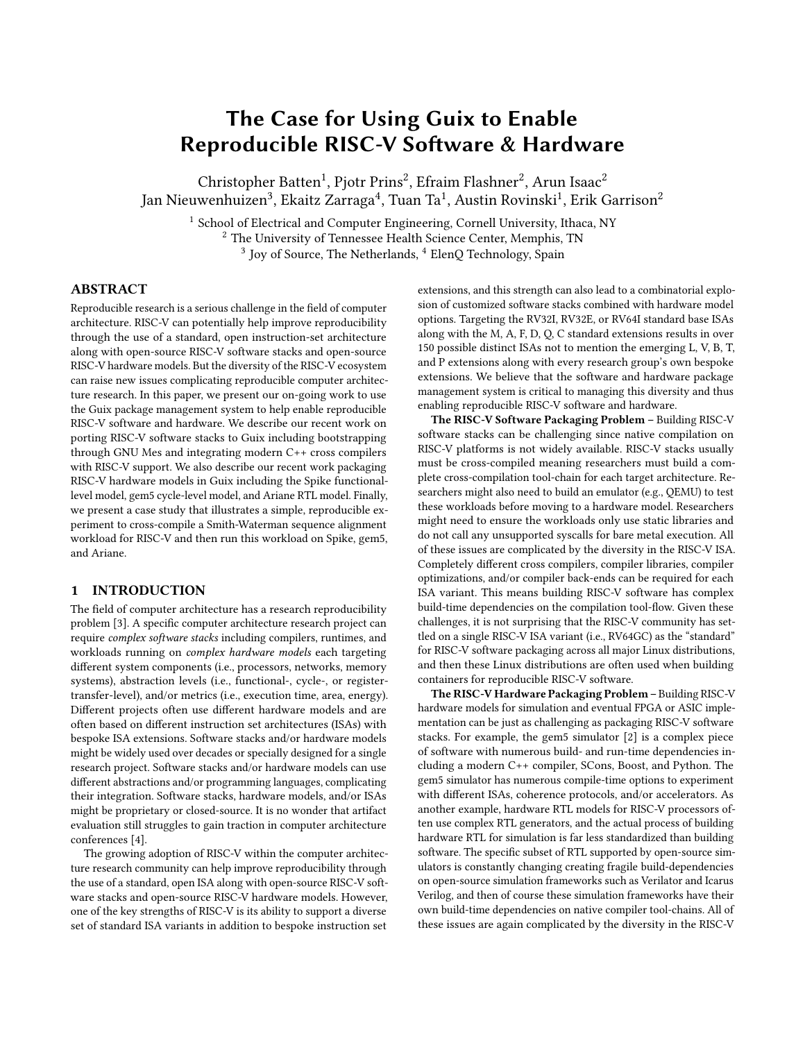# The Case for Using Guix to Enable Reproducible RISC-V Software & Hardware

Christopher Batten[1], Pjotr Prins[2], Efraim Flashner[2], Arun Isaac[2]
Jan Nieuwenhuizen[3], Ekaitz Zarraga[4], Tuan Ta[1], Austin Rovinski[1], Erik Garrison[2]

[1] School of Electrical and Computer Engineering, Cornell University, Ithaca, NY
[2] The University of Tennessee Health Science Center, Memphis, TN
[3] Joy of Source, The Netherlands, [4] ElenQ Technology, Spain

## ABSTRACT

Reproducible research is a serious challenge in the field of computer architecture. RISC-V can potentially help improve reproducibility through the use of a standard, open instruction-set architecture along with open-source RISC-V software stacks and open-source RISC-V hardware models. But the diversity of the RISC-V ecosystem can raise new issues complicating reproducible computer architecture research. In this paper, we present our on-going work to use the Guix package management system to help enable reproducible RISC-V software and hardware. We describe our recent work on porting RISC-V software stacks to Guix including bootstrapping through GNU Mes and integrating modern C++ cross compilers with RISC-V support. We also describe our recent work packaging RISC-V hardware models in Guix including the Spike functional-level model, gem5 cycle-level model, and Ariane RTL model. Finally, we present a case study that illustrates a simple, reproducible experiment to cross-compile a Smith-Waterman sequence alignment workload for RISC-V and then run this workload on Spike, gem5, and Ariane.

## 1 INTRODUCTION

The field of computer architecture has a research reproducibility problem [3]. A specific computer architecture research project can require *complex software stacks* including compilers, runtimes, and workloads running on *complex hardware models* each targeting different system components (i.e., processors, networks, memory systems), abstraction levels (i.e., functional-, cycle-, or register-transfer-level), and/or metrics (i.e., execution time, area, energy). Different projects often use different hardware models and are often based on different instruction set architectures (ISAs) with bespoke ISA extensions. Software stacks and/or hardware models might be widely used over decades or specially designed for a single research project. Software stacks and/or hardware models can use different abstractions and/or programming languages, complicating their integration. Software stacks, hardware models, and/or ISAs might be proprietary or closed-source. It is no wonder that artifact evaluation still struggles to gain traction in computer architecture conferences [4].

The growing adoption of RISC-V within the computer architecture research community can help improve reproducibility through the use of a standard, open ISA along with open-source RISC-V software stacks and open-source RISC-V hardware models. However, one of the key strengths of RISC-V is its ability to support a diverse set of standard ISA variants in addition to bespoke instruction set extensions, and this strength can also lead to a combinatorial explosion of customized software stacks combined with hardware model options. Targeting the RV32I, RV32E, or RV64I standard base ISAs along with the M, A, F, D, Q, C standard extensions results in over 150 possible distinct ISAs not to mention the emerging L, V, B, T, and P extensions along with every research group's own bespoke extensions. We believe that the software and hardware package management system is critical to managing this diversity and thus enabling reproducible RISC-V software and hardware.

**The RISC-V Software Packaging Problem** – Building RISC-V software stacks can be challenging since native compilation on RISC-V platforms is not widely available. RISC-V stacks usually must be cross-compiled meaning researchers must build a complete cross-compilation tool-chain for each target architecture. Researchers might also need to build an emulator (e.g., QEMU) to test these workloads before moving to a hardware model. Researchers might need to ensure the workloads only use static libraries and do not call any unsupported syscalls for bare metal execution. All of these issues are complicated by the diversity in the RISC-V ISA. Completely different cross compilers, compiler libraries, compiler optimizations, and/or compiler back-ends can be required for each ISA variant. This means building RISC-V software has complex build-time dependencies on the compilation tool-flow. Given these challenges, it is not surprising that the RISC-V community has settled on a single RISC-V ISA variant (i.e., RV64GC) as the "standard" for RISC-V software packaging across all major Linux distributions, and then these Linux distributions are often used when building containers for reproducible RISC-V software.

**The RISC-V Hardware Packaging Problem** – Building RISC-V hardware models for simulation and eventual FPGA or ASIC implementation can be just as challenging as packaging RISC-V software stacks. For example, the gem5 simulator [2] is a complex piece of software with numerous build- and run-time dependencies including a modern C++ compiler, SCons, Boost, and Python. The gem5 simulator has numerous compile-time options to experiment with different ISAs, coherence protocols, and/or accelerators. As another example, hardware RTL models for RISC-V processors often use complex RTL generators, and the actual process of building hardware RTL for simulation is far less standardized than building software. The specific subset of RTL supported by open-source simulators is constantly changing creating fragile build-dependencies on open-source simulation frameworks such as Verilator and Icarus Verilog, and then of course these simulation frameworks have their own build-time dependencies on native compiler tool-chains. All of these issues are again complicated by the diversity in the RISC-V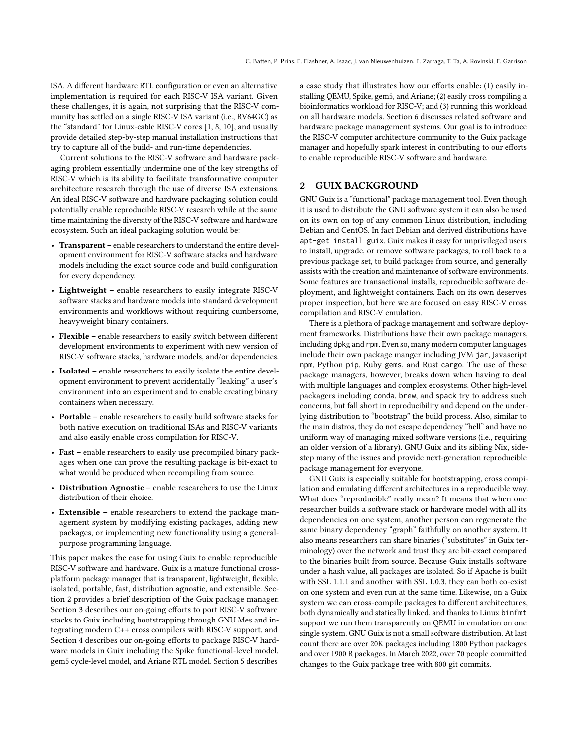ISA. A different hardware RTL configuration or even an alternative implementation is required for each RISC-V ISA variant. Given these challenges, it is again, not surprising that the RISC-V community has settled on a single RISC-V ISA variant (i.e., RV64GC) as the "standard" for Linux-cable RISC-V cores [1, 8, 10], and usually provide detailed step-by-step manual installation instructions that try to capture all of the build- and run-time dependencies.

Current solutions to the RISC-V software and hardware packaging problem essentially undermine one of the key strengths of RISC-V which is its ability to facilitate transformative computer architecture research through the use of diverse ISA extensions. An ideal RISC-V software and hardware packaging solution could potentially enable reproducible RISC-V research while at the same time maintaining the diversity of the RISC-V software and hardware ecosystem. Such an ideal packaging solution would be:

- **Transparent** – enable researchers to understand the entire development environment for RISC-V software stacks and hardware models including the exact source code and build configuration for every dependency.
- **Lightweight** – enable researchers to easily integrate RISC-V software stacks and hardware models into standard development environments and workflows without requiring cumbersome, heavyweight binary containers.
- **Flexible** – enable researchers to easily switch between different development environments to experiment with new version of RISC-V software stacks, hardware models, and/or dependencies.
- **Isolated** – enable researchers to easily isolate the entire development environment to prevent accidentally "leaking" a user's environment into an experiment and to enable creating binary containers when necessary.
- **Portable** – enable researchers to easily build software stacks for both native execution on traditional ISAs and RISC-V variants and also easily enable cross compilation for RISC-V.
- **Fast** – enable researchers to easily use precompiled binary packages when one can prove the resulting package is bit-exact to what would be produced when recompiling from source.
- **Distribution Agnostic** – enable researchers to use the Linux distribution of their choice.
- **Extensible** – enable researchers to extend the package management system by modifying existing packages, adding new packages, or implementing new functionality using a general-purpose programming language.

This paper makes the case for using Guix to enable reproducible RISC-V software and hardware. Guix is a mature functional cross-platform package manager that is transparent, lightweight, flexible, isolated, portable, fast, distribution agnostic, and extensible. Section 2 provides a brief description of the Guix package manager. Section 3 describes our on-going efforts to port RISC-V software stacks to Guix including bootstrapping through GNU Mes and integrating modern C++ cross compilers with RISC-V support, and Section 4 describes our on-going efforts to package RISC-V hardware models in Guix including the Spike functional-level model, gem5 cycle-level model, and Ariane RTL model. Section 5 describes a case study that illustrates how our efforts enable: (1) easily installing QEMU, Spike, gem5, and Ariane; (2) easily cross compiling a bioinformatics workload for RISC-V; and (3) running this workload on all hardware models. Section 6 discusses related software and hardware package management systems. Our goal is to introduce the RISC-V computer architecture community to the Guix package manager and hopefully spark interest in contributing to our efforts to enable reproducible RISC-V software and hardware.

## 2 GUIX BACKGROUND

GNU Guix is a "functional" package management tool. Even though it is used to distribute the GNU software system it can also be used on its own on top of any common Linux distribution, including Debian and CentOS. In fact Debian and derived distributions have `apt-get install guix`. Guix makes it easy for unprivileged users to install, upgrade, or remove software packages, to roll back to a previous package set, to build packages from source, and generally assists with the creation and maintenance of software environments. Some features are transactional installs, reproducible software deployment, and lightweight containers. Each on its own deserves proper inspection, but here we are focused on easy RISC-V cross compilation and RISC-V emulation.

There is a plethora of package management and software deployment frameworks. Distributions have their own package managers, including `dpkg` and `rpm`. Even so, many modern computer languages include their own package manger including JVM `jar`, Javascript `npm`, Python `pip`, Ruby `gems`, and Rust `cargo`. The use of these package managers, however, breaks down when having to deal with multiple languages and complex ecosystems. Other high-level packagers including `conda`, `brew`, and `spack` try to address such concerns, but fall short in reproducibility and depend on the underlying distribution to "bootstrap" the build process. Also, similar to the main distros, they do not escape dependency "hell" and have no uniform way of managing mixed software versions (i.e., requiring an older version of a library). GNU Guix and its sibling Nix, sidestep many of the issues and provide next-generation reproducible package management for everyone.

GNU Guix is especially suitable for bootstrapping, cross compilation and emulating different architectures in a reproducible way. What does "reproducible" really mean? It means that when one researcher builds a software stack or hardware model with all its dependencies on one system, another person can regenerate the same binary dependency "graph" faithfully on another system. It also means researchers can share binaries ("substitutes" in Guix terminology) over the network and trust they are bit-exact compared to the binaries built from source. Because Guix installs software under a hash value, all packages are isolated. So if Apache is built with SSL 1.1.1 and another with SSL 1.0.3, they can both co-exist on one system and even run at the same time. Likewise, on a Guix system we can cross-compile packages to different architectures, both dynamically and statically linked, and thanks to Linux `binfmt` support we run them transparently on QEMU in emulation on one single system. GNU Guix is not a small software distribution. At last count there are over 20K packages including 1800 Python packages and over 1900 R packages. In March 2022, over 70 people committed changes to the Guix package tree with 800 git commits.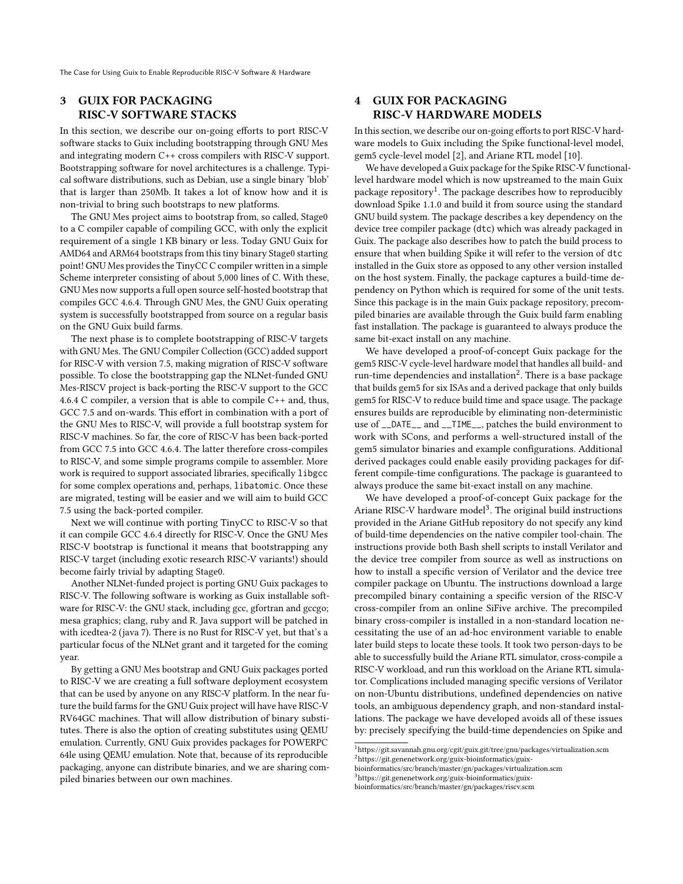## 3 GUIX FOR PACKAGING RISC-V SOFTWARE STACKS

In this section, we describe our on-going efforts to port RISC-V software stacks to Guix including bootstrapping through GNU Mes and integrating modern C++ cross compilers with RISC-V support. Bootstrapping software for novel architectures is a challenge. Typical software distributions, such as Debian, use a single binary 'blob' that is larger than 250Mb. It takes a lot of know how and it is non-trivial to bring such bootstraps to new platforms.

The GNU Mes project aims to bootstrap from, so called, Stage0 to a C compiler capable of compiling GCC, with only the explicit requirement of a single 1 KB binary or less. Today GNU Guix for AMD64 and ARM64 bootstraps from this tiny binary Stage0 starting point! GNU Mes provides the TinyCC C compiler written in a simple Scheme interpreter consisting of about 5,000 lines of C. With these, GNU Mes now supports a full open source self-hosted bootstrap that compiles GCC 4.6.4. Through GNU Mes, the GNU Guix operating system is successfully bootstrapped from source on a regular basis on the GNU Guix build farms.

The next phase is to complete bootstrapping of RISC-V targets with GNU Mes. The GNU Compiler Collection (GCC) added support for RISC-V with version 7.5, making migration of RISC-V software possible. To close the bootstrapping gap the NLNet-funded GNU Mes-RISCV project is back-porting the RISC-V support to the GCC 4.6.4 C compiler, a version that is able to compile C++ and, thus, GCC 7.5 and on-wards. This effort in combination with a port of the GNU Mes to RISC-V, will provide a full bootstrap system for RISC-V machines. So far, the core of RISC-V has been back-ported from GCC 7.5 into GCC 4.6.4. The latter therefore cross-compiles to RISC-V, and some simple programs compile to assembler. More work is required to support associated libraries, specifically `libgcc` for some complex operations and, perhaps, `libatomic`. Once these are migrated, testing will be easier and we will aim to build GCC 7.5 using the back-ported compiler.

Next we will continue with porting TinyCC to RISC-V so that it can compile GCC 4.6.4 directly for RISC-V. Once the GNU Mes RISC-V bootstrap is functional it means that bootstrapping any RISC-V target (including exotic research RISC-V variants!) should become fairly trivial by adapting Stage0.

Another NLNet-funded project is porting GNU Guix packages to RISC-V. The following software is working as Guix installable software for RISC-V: the GNU stack, including gcc, gfortran and gccgo; mesa graphics; clang, ruby and R. Java support will be patched in with icedtea-2 (java 7). There is no Rust for RISC-V yet, but that's a particular focus of the NLNet grant and it targeted for the coming year.

By getting a GNU Mes bootstrap and GNU Guix packages ported to RISC-V we are creating a full software deployment ecosystem that can be used by anyone on any RISC-V platform. In the near future the build farms for the GNU Guix project will have have RISC-V RV64GC machines. That will allow distribution of binary substitutes. There is also the option of creating substitutes using QEMU emulation. Currently, GNU Guix provides packages for POWERPC 64le using QEMU emulation. Note that, because of its reproducible packaging, anyone can distribute binaries, and we are sharing compiled binaries between our own machines.

## 4 GUIX FOR PACKAGING RISC-V HARDWARE MODELS

In this section, we describe our on-going efforts to port RISC-V hardware models to Guix including the Spike functional-level model, gem5 cycle-level model [2], and Ariane RTL model [10].

We have developed a Guix package for the Spike RISC-V functional-level hardware model which is now upstreamed to the main Guix package repository[1]. The package describes how to reproducibly download Spike 1.1.0 and build it from source using the standard GNU build system. The package describes a key dependency on the device tree compiler package (`dtc`) which was already packaged in Guix. The package also describes how to patch the build process to ensure that when building Spike it will refer to the version of `dtc` installed in the Guix store as opposed to any other version installed on the host system. Finally, the package captures a build-time dependency on Python which is required for some of the unit tests. Since this package is in the main Guix package repository, precompiled binaries are available through the Guix build farm enabling fast installation. The package is guaranteed to always produce the same bit-exact install on any machine.

We have developed a proof-of-concept Guix package for the gem5 RISC-V cycle-level hardware model that handles all build- and run-time dependencies and installation[2]. There is a base package that builds gem5 for six ISAs and a derived package that only builds gem5 for RISC-V to reduce build time and space usage. The package ensures builds are reproducible by eliminating non-deterministic use of `__DATE__` and `__TIME__`, patches the build environment to work with SCons, and performs a well-structured install of the gem5 simulator binaries and example configurations. Additional derived packages could enable easily providing packages for different compile-time configurations. The package is guaranteed to always produce the same bit-exact install on any machine.

We have developed a proof-of-concept Guix package for the Ariane RISC-V hardware model[3]. The original build instructions provided in the Ariane GitHub repository do not specify any kind of build-time dependencies on the native compiler tool-chain. The instructions provide both Bash shell scripts to install Verilator and the device tree compiler from source as well as instructions on how to install a specific version of Verilator and the device tree compiler package on Ubuntu. The instructions download a large precompiled binary containing a specific version of the RISC-V cross-compiler from an online SiFive archive. The precompiled binary cross-compiler is installed in a non-standard location necessitating the use of an ad-hoc environment variable to enable later build steps to locate these tools. It took two person-days to be able to successfully build the Ariane RTL simulator, cross-compile a RISC-V workload, and run this workload on the Ariane RTL simulator. Complications included managing specific versions of Verilator on non-Ubuntu distributions, undefined dependencies on native tools, an ambiguous dependency graph, and non-standard installations. The package we have developed avoids all of these issues by: precisely specifying the build-time dependencies on Spike and

[1] https://git.savannah.gnu.org/cgit/guix.git/tree/gnu/packages/virtualization.scm
[2] https://git.genenetwork.org/guix-bioinformatics/guix-bioinformatics/src/branch/master/gn/packages/virtualization.scm
[3] https://git.genenetwork.org/guix-bioinformatics/guix-bioinformatics/src/branch/master/gn/packages/riscv.scm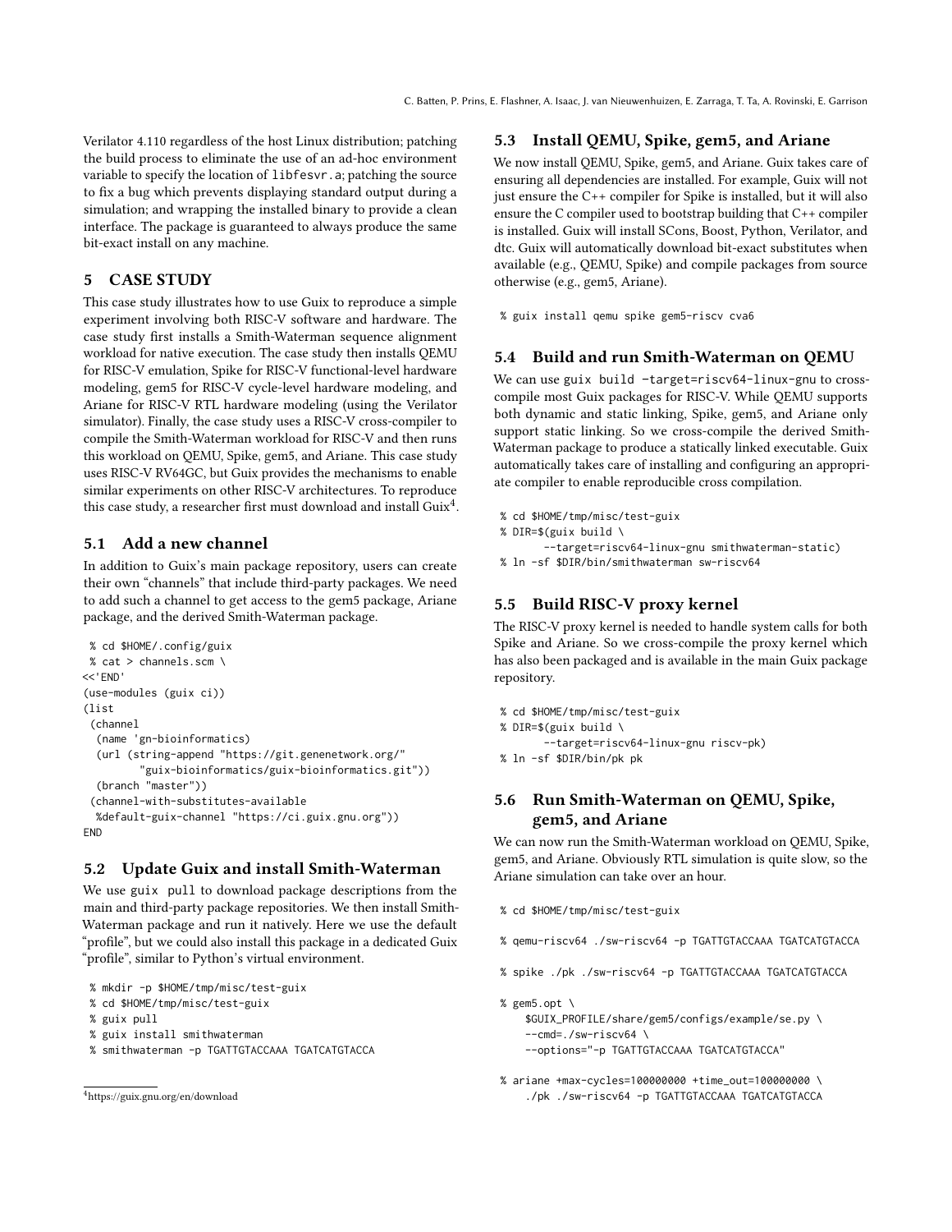Verilator 4.110 regardless of the host Linux distribution; patching the build process to eliminate the use of an ad-hoc environment variable to specify the location of `libfesvr.a`; patching the source to fix a bug which prevents displaying standard output during a simulation; and wrapping the installed binary to provide a clean interface. The package is guaranteed to always produce the same bit-exact install on any machine.

## 5 CASE STUDY

This case study illustrates how to use Guix to reproduce a simple experiment involving both RISC-V software and hardware. The case study first installs a Smith-Waterman sequence alignment workload for native execution. The case study then installs QEMU for RISC-V emulation, Spike for RISC-V functional-level hardware modeling, gem5 for RISC-V cycle-level hardware modeling, and Ariane for RISC-V RTL hardware modeling (using the Verilator simulator). Finally, the case study uses a RISC-V cross-compiler to compile the Smith-Waterman workload for RISC-V and then runs this workload on QEMU, Spike, gem5, and Ariane. This case study uses RISC-V RV64GC, but Guix provides the mechanisms to enable similar experiments on other RISC-V architectures. To reproduce this case study, a researcher first must download and install Guix[4].

### 5.1 Add a new channel

In addition to Guix's main package repository, users can create their own "channels" that include third-party packages. We need to add such a channel to get access to the gem5 package, Ariane package, and the derived Smith-Waterman package.

```
 % cd $HOME/.config/guix
 % cat > channels.scm \
<<'END'
(use-modules (guix ci))
(list
 (channel
  (name 'gn-bioinformatics)
  (url (string-append "https://git.genenetwork.org/"
         "guix-bioinformatics/guix-bioinformatics.git"))
  (branch "master"))
 (channel-with-substitutes-available
  %default-guix-channel "https://ci.guix.gnu.org"))
END
```

### 5.2 Update Guix and install Smith-Waterman

We use `guix pull` to download package descriptions from the main and third-party package repositories. We then install Smith-Waterman package and run it natively. Here we use the default "profile", but we could also install this package in a dedicated Guix "profile", similar to Python's virtual environment.

```
 % mkdir -p $HOME/tmp/misc/test-guix
 % cd $HOME/tmp/misc/test-guix
 % guix pull
 % guix install smithwaterman
 % smithwaterman -p TGATTGTACCAAA TGATCATGTACCA
```

[4] https://guix.gnu.org/en/download

### 5.3 Install QEMU, Spike, gem5, and Ariane

We now install QEMU, Spike, gem5, and Ariane. Guix takes care of ensuring all dependencies are installed. For example, Guix will not just ensure the C++ compiler for Spike is installed, but it will also ensure the C compiler used to bootstrap building that C++ compiler is installed. Guix will install SCons, Boost, Python, Verilator, and dtc. Guix will automatically download bit-exact substitutes when available (e.g., QEMU, Spike) and compile packages from source otherwise (e.g., gem5, Ariane).

```
 % guix install qemu spike gem5-riscv cva6
```

### 5.4 Build and run Smith-Waterman on QEMU

We can use `guix build -target=riscv64-linux-gnu` to cross-compile most Guix packages for RISC-V. While QEMU supports both dynamic and static linking, Spike, gem5, and Ariane only support static linking. So we cross-compile the derived Smith-Waterman package to produce a statically linked executable. Guix automatically takes care of installing and configuring an appropriate compiler to enable reproducible cross compilation.

```
 % cd $HOME/tmp/misc/test-guix
 % DIR=$(guix build \
       --target=riscv64-linux-gnu smithwaterman-static)
 % ln -sf $DIR/bin/smithwaterman sw-riscv64
```

### 5.5 Build RISC-V proxy kernel

The RISC-V proxy kernel is needed to handle system calls for both Spike and Ariane. So we cross-compile the proxy kernel which has also been packaged and is available in the main Guix package repository.

```
 % cd $HOME/tmp/misc/test-guix
 % DIR=$(guix build \
       --target=riscv64-linux-gnu riscv-pk)
 % ln -sf $DIR/bin/pk pk
```

### 5.6 Run Smith-Waterman on QEMU, Spike, gem5, and Ariane

We can now run the Smith-Waterman workload on QEMU, Spike, gem5, and Ariane. Obviously RTL simulation is quite slow, so the Ariane simulation can take over an hour.

```
 % cd $HOME/tmp/misc/test-guix

 % qemu-riscv64 ./sw-riscv64 -p TGATTGTACCAAA TGATCATGTACCA

 % spike ./pk ./sw-riscv64 -p TGATTGTACCAAA TGATCATGTACCA

 % gem5.opt \
     $GUIX_PROFILE/share/gem5/configs/example/se.py \
     --cmd=./sw-riscv64 \
     --options="-p TGATTGTACCAAA TGATCATGTACCA"

 % ariane +max-cycles=100000000 +time_out=100000000 \
     ./pk ./sw-riscv64 -p TGATTGTACCAAA TGATCATGTACCA
```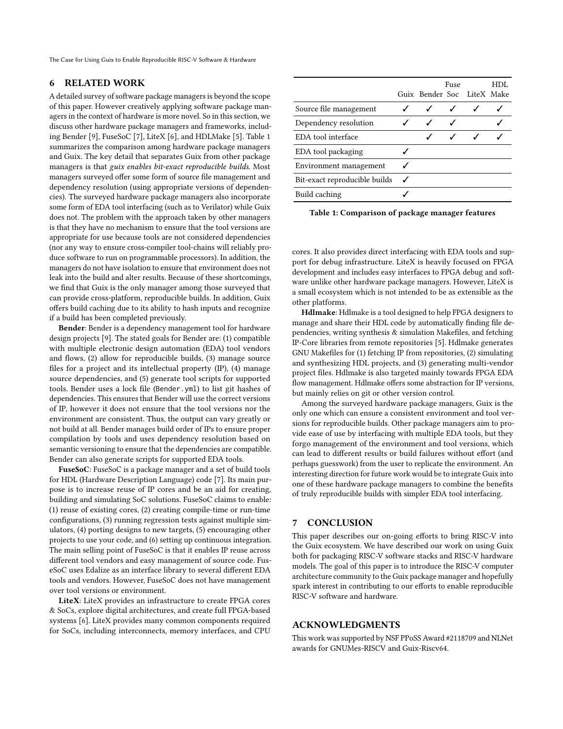## 6 RELATED WORK

A detailed survey of software package managers is beyond the scope of this paper. However creatively applying software package managers in the context of hardware is more novel. So in this section, we discuss other hardware package managers and frameworks, including Bender [9], FuseSoC [7], LiteX [6], and HDLMake [5]. Table 1 summarizes the comparison among hardware package managers and Guix. The key detail that separates Guix from other package managers is that *guix enables bit-exact reproducible builds*. Most managers surveyed offer some form of source file management and dependency resolution (using appropriate versions of dependencies). The surveyed hardware package managers also incorporate some form of EDA tool interfacing (such as to Verilator) while Guix does not. The problem with the approach taken by other managers is that they have no mechanism to ensure that the tool versions are appropriate for use because tools are not considered dependencies (nor any way to ensure cross-compiler tool-chains will reliably produce software to run on programmable processors). In addition, the managers do not have isolation to ensure that environment does not leak into the build and alter results. Because of these shortcomings, we find that Guix is the only manager among those surveyed that can provide cross-platform, reproducible builds. In addition, Guix offers build caching due to its ability to hash inputs and recognize if a build has been completed previously.

**Bender**: Bender is a dependency management tool for hardware design projects [9]. The stated goals for Bender are: (1) compatible with multiple electronic design automation (EDA) tool vendors and flows, (2) allow for reproducible builds, (3) manage source files for a project and its intellectual property (IP), (4) manage source dependencies, and (5) generate tool scripts for supported tools. Bender uses a lock file (`Bender.yml`) to list git hashes of dependencies. This ensures that Bender will use the correct versions of IP, however it does not ensure that the tool versions nor the environment are consistent. Thus, the output can vary greatly or not build at all. Bender manages build order of IPs to ensure proper compilation by tools and uses dependency resolution based on semantic versioning to ensure that the dependencies are compatible. Bender can also generate scripts for supported EDA tools.

**FuseSoC**: FuseSoC is a package manager and a set of build tools for HDL (Hardware Description Language) code [7]. Its main purpose is to increase reuse of IP cores and be an aid for creating, building and simulating SoC solutions. FuseSoC claims to enable: (1) reuse of existing cores, (2) creating compile-time or run-time configurations, (3) running regression tests against multiple simulators, (4) porting designs to new targets, (5) encouraging other projects to use your code, and (6) setting up continuous integration. The main selling point of FuseSoC is that it enables IP reuse across different tool vendors and easy management of source code. FuseSoC uses Edalize as an interface library to several different EDA tools and vendors. However, FuseSoC does not have management over tool versions or environment.

**LiteX**: LiteX provides an infrastructure to create FPGA cores & SoCs, explore digital architectures, and create full FPGA-based systems [6]. LiteX provides many common components required for SoCs, including interconnects, memory interfaces, and CPU cores. It also provides direct interfacing with EDA tools and support for debug infrastructure. LiteX is heavily focused on FPGA development and includes easy interfaces to FPGA debug and software unlike other hardware package managers. However, LiteX is a small ecosystem which is not intended to be as extensible as the other platforms.

**Hdlmake**: Hdlmake is a tool designed to help FPGA designers to manage and share their HDL code by automatically finding file dependencies, writing synthesis & simulation Makefiles, and fetching IP-Core libraries from remote repositories [5]. Hdlmake generates GNU Makefiles for (1) fetching IP from repositories, (2) simulating and synthesizing HDL projects, and (3) generating multi-vendor project files. Hdlmake is also targeted mainly towards FPGA EDA flow management. Hdlmake offers some abstraction for IP versions, but mainly relies on git or other version control.

Among the surveyed hardware package managers, Guix is the only one which can ensure a consistent environment and tool versions for reproducible builds. Other package managers aim to provide ease of use by interfacing with multiple EDA tools, but they forgo management of the environment and tool versions, which can lead to different results or build failures without effort (and perhaps guesswork) from the user to replicate the environment. An interesting direction for future work would be to integrate Guix into one of these hardware package managers to combine the benefits of truly reproducible builds with simpler EDA tool interfacing.

| | Guix | Bender | Fuse Soc | LiteX | HDL Make |
|---|---|---|---|---|---|
| Source file management | ✓ | ✓ | ✓ | ✓ | ✓ |
| Dependency resolution | ✓ | ✓ | ✓ | | ✓ |
| EDA tool interface | | ✓ | ✓ | ✓ | ✓ |
| EDA tool packaging | ✓ | | | | |
| Environment management | ✓ | | | | |
| Bit-exact reproducible builds | ✓ | | | | |
| Build caching | ✓ | | | | |

**Table 1: Comparison of package manager features**

## 7 CONCLUSION

This paper describes our on-going efforts to bring RISC-V into the Guix ecosystem. We have described our work on using Guix both for packaging RISC-V software stacks and RISC-V hardware models. The goal of this paper is to introduce the RISC-V computer architecture community to the Guix package manager and hopefully spark interest in contributing to our efforts to enable reproducible RISC-V software and hardware.

## ACKNOWLEDGMENTS

This work was supported by NSF PPoSS Award #2118709 and NLNet awards for GNUMes-RISCV and Guix-Riscv64.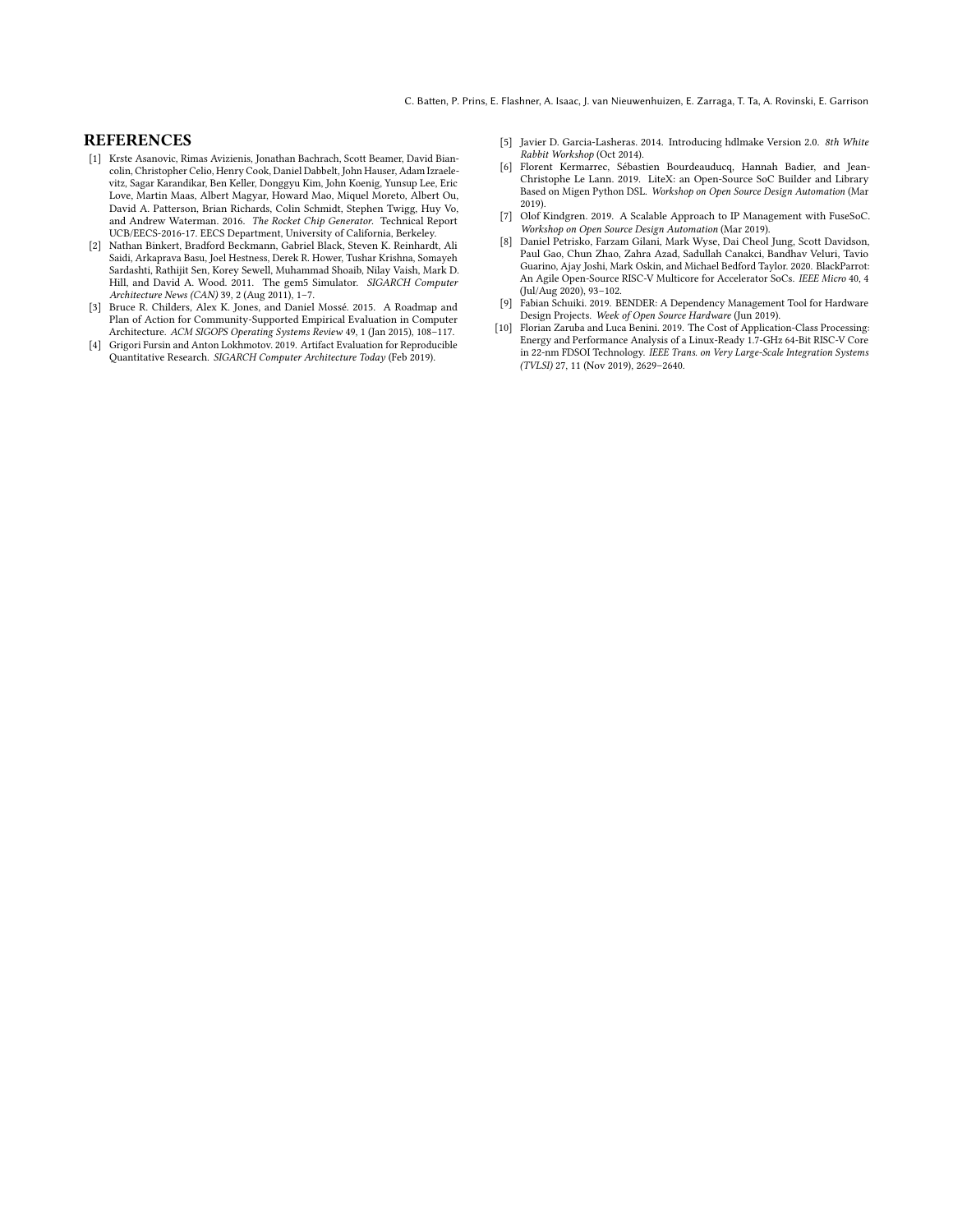## REFERENCES

[1] Krste Asanovic, Rimas Avizienis, Jonathan Bachrach, Scott Beamer, David Biancolin, Christopher Celio, Henry Cook, Daniel Dabbelt, John Hauser, Adam Izraelevitz, Sagar Karandikar, Ben Keller, Donggyu Kim, John Koenig, Yunsup Lee, Eric Love, Martin Maas, Albert Magyar, Howard Mao, Miquel Moreto, Albert Ou, David A. Patterson, Brian Richards, Colin Schmidt, Stephen Twigg, Huy Vo, and Andrew Waterman. 2016. *The Rocket Chip Generator.* Technical Report UCB/EECS-2016-17. EECS Department, University of California, Berkeley.

[2] Nathan Binkert, Bradford Beckmann, Gabriel Black, Steven K. Reinhardt, Ali Saidi, Arkaprava Basu, Joel Hestness, Derek R. Hower, Tushar Krishna, Somayeh Sardashti, Rathijit Sen, Korey Sewell, Muhammad Shoaib, Nilay Vaish, Mark D. Hill, and David A. Wood. 2011. The gem5 Simulator. *SIGARCH Computer Architecture News (CAN)* 39, 2 (Aug 2011), 1–7.

[3] Bruce R. Childers, Alex K. Jones, and Daniel Mossé. 2015. A Roadmap and Plan of Action for Community-Supported Empirical Evaluation in Computer Architecture. *ACM SIGOPS Operating Systems Review* 49, 1 (Jan 2015), 108–117.

[4] Grigori Fursin and Anton Lokhmotov. 2019. Artifact Evaluation for Reproducible Quantitative Research. *SIGARCH Computer Architecture Today* (Feb 2019).

[5] Javier D. Garcia-Lasheras. 2014. Introducing hdlmake Version 2.0. *8th White Rabbit Workshop* (Oct 2014).

[6] Florent Kermarrec, Sébastien Bourdeauducq, Hannah Badier, and Jean-Christophe Le Lann. 2019. LiteX: an Open-Source SoC Builder and Library Based on Migen Python DSL. *Workshop on Open Source Design Automation* (Mar 2019).

[7] Olof Kindgren. 2019. A Scalable Approach to IP Management with FuseSoC. *Workshop on Open Source Design Automation* (Mar 2019).

[8] Daniel Petrisko, Farzam Gilani, Mark Wyse, Dai Cheol Jung, Scott Davidson, Paul Gao, Chun Zhao, Zahra Azad, Sadullah Canakci, Bandhav Veluri, Tavio Guarino, Ajay Joshi, Mark Oskin, and Michael Bedford Taylor. 2020. BlackParrot: An Agile Open-Source RISC-V Multicore for Accelerator SoCs. *IEEE Micro* 40, 4 (Jul/Aug 2020), 93–102.

[9] Fabian Schuiki. 2019. BENDER: A Dependency Management Tool for Hardware Design Projects. *Week of Open Source Hardware* (Jun 2019).

[10] Florian Zaruba and Luca Benini. 2019. The Cost of Application-Class Processing: Energy and Performance Analysis of a Linux-Ready 1.7-GHz 64-Bit RISC-V Core in 22-nm FDSOI Technology. *IEEE Trans. on Very Large-Scale Integration Systems (TVLSI)* 27, 11 (Nov 2019), 2629–2640.